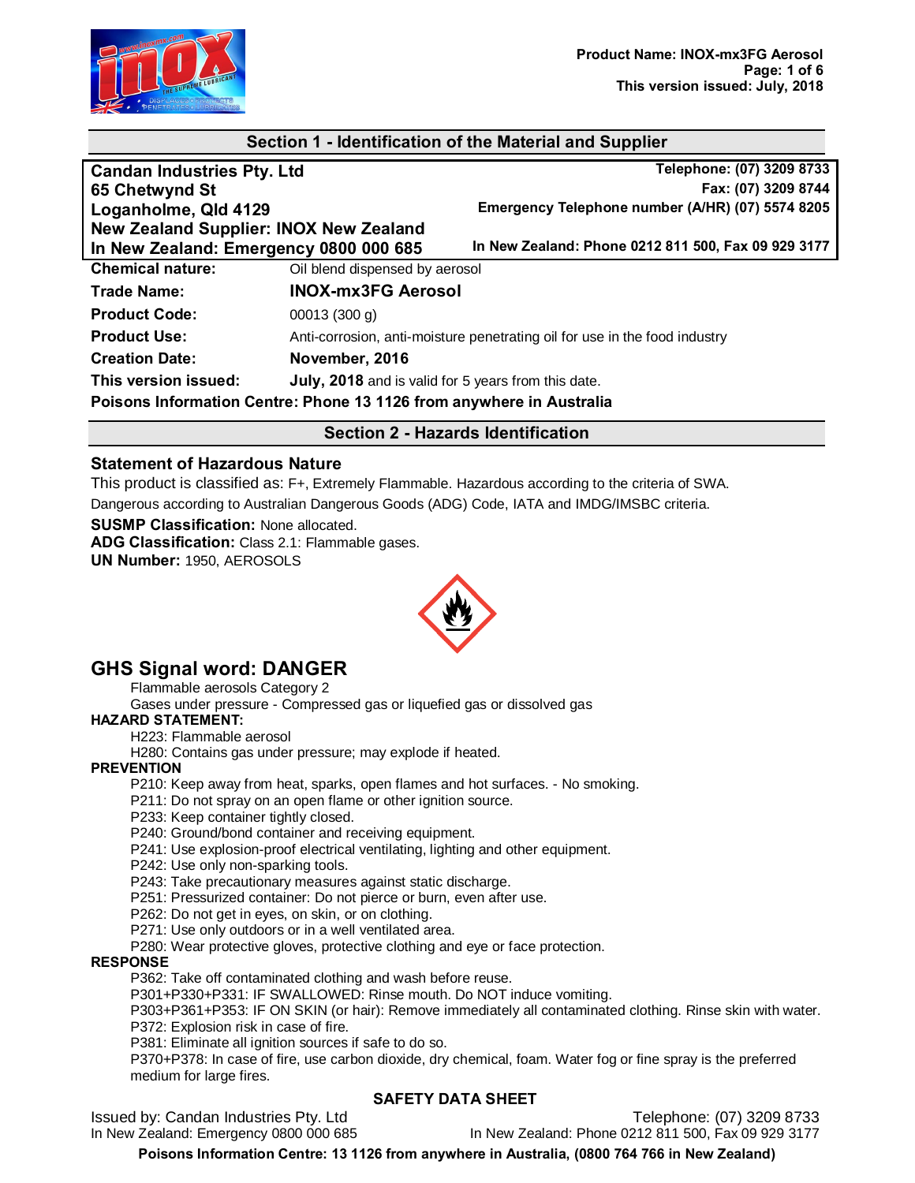## Section 1 - Identification of the Material and Supplier

**Candan Industries Pty. Ltd**
**65 Chetwynd St**
**Loganholme, Qld 4129**
**New Zealand Supplier: INOX New Zealand**
**In New Zealand: Emergency 0800 000 685**

**Telephone: (07) 3209 8733**
**Fax: (07) 3209 8744**
**Emergency Telephone number (A/HR) (07) 5574 8205**
**In New Zealand: Phone 0212 811 500, Fax 09 929 3177**

| | |
|---|---|
| **Chemical nature:** | Oil blend dispensed by aerosol |
| **Trade Name:** | **INOX-mx3FG Aerosol** |
| **Product Code:** | 00013 (300 g) |
| **Product Use:** | Anti-corrosion, anti-moisture penetrating oil for use in the food industry |
| **Creation Date:** | **November, 2016** |
| **This version issued:** | **July, 2018** and is valid for 5 years from this date. |

**Poisons Information Centre: Phone 13 1126 from anywhere in Australia**

## Section 2 - Hazards Identification

### Statement of Hazardous Nature

This product is classified as: F+, Extremely Flammable. Hazardous according to the criteria of SWA.

Dangerous according to Australian Dangerous Goods (ADG) Code, IATA and IMDG/IMSBC criteria.

**SUSMP Classification:** None allocated.
**ADG Classification:** Class 2.1: Flammable gases.
**UN Number:** 1950, AEROSOLS

## GHS Signal word: DANGER

Flammable aerosols Category 2
Gases under pressure - Compressed gas or liquefied gas or dissolved gas

**HAZARD STATEMENT:**

H223: Flammable aerosol
H280: Contains gas under pressure; may explode if heated.

**PREVENTION**

P210: Keep away from heat, sparks, open flames and hot surfaces. - No smoking.
P211: Do not spray on an open flame or other ignition source.
P233: Keep container tightly closed.
P240: Ground/bond container and receiving equipment.
P241: Use explosion-proof electrical ventilating, lighting and other equipment.
P242: Use only non-sparking tools.
P243: Take precautionary measures against static discharge.
P251: Pressurized container: Do not pierce or burn, even after use.
P262: Do not get in eyes, on skin, or on clothing.
P271: Use only outdoors or in a well ventilated area.
P280: Wear protective gloves, protective clothing and eye or face protection.

**RESPONSE**

P362: Take off contaminated clothing and wash before reuse.
P301+P330+P331: IF SWALLOWED: Rinse mouth. Do NOT induce vomiting.
P303+P361+P353: IF ON SKIN (or hair): Remove immediately all contaminated clothing. Rinse skin with water.
P372: Explosion risk in case of fire.
P381: Eliminate all ignition sources if safe to do so.
P370+P378: In case of fire, use carbon dioxide, dry chemical, foam. Water fog or fine spray is the preferred medium for large fires.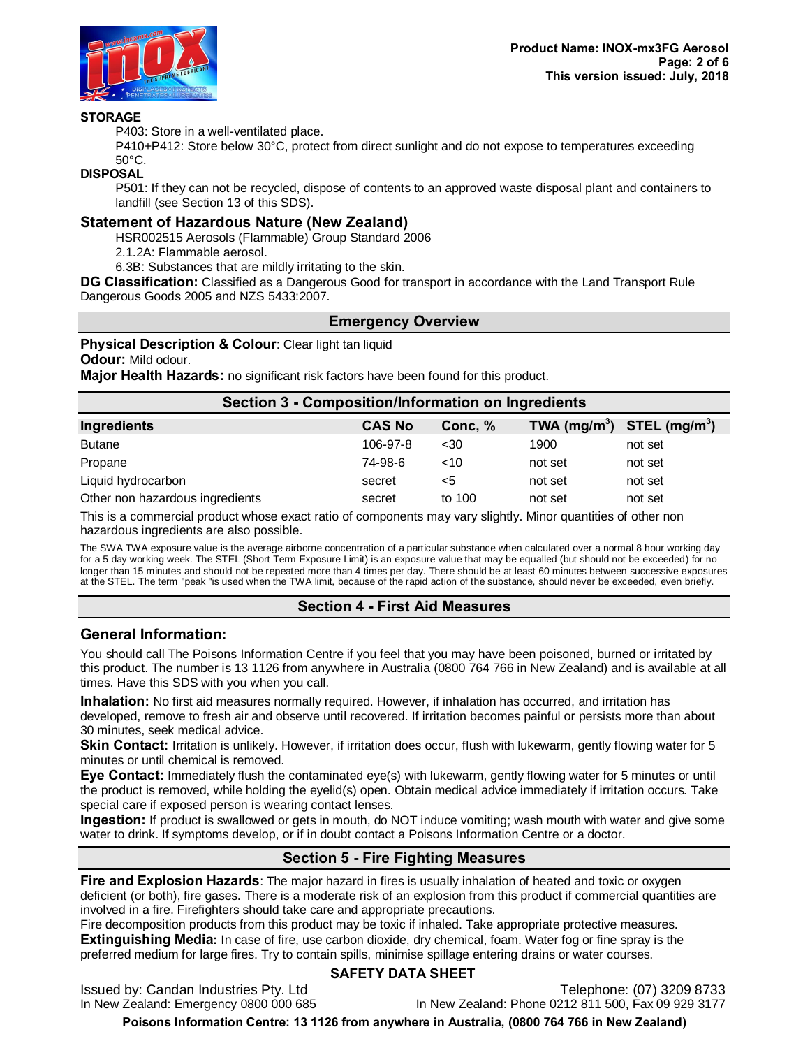**STORAGE**

P403: Store in a well-ventilated place.

P410+P412: Store below 30°C, protect from direct sunlight and do not expose to temperatures exceeding 50°C.

**DISPOSAL**

P501: If they can not be recycled, dispose of contents to an approved waste disposal plant and containers to landfill (see Section 13 of this SDS).

### Statement of Hazardous Nature (New Zealand)

HSR002515 Aerosols (Flammable) Group Standard 2006

2.1.2A: Flammable aerosol.

6.3B: Substances that are mildly irritating to the skin.

**DG Classification:** Classified as a Dangerous Good for transport in accordance with the Land Transport Rule Dangerous Goods 2005 and NZS 5433:2007.

## Emergency Overview

**Physical Description & Colour**: Clear light tan liquid

**Odour:** Mild odour.

**Major Health Hazards:** no significant risk factors have been found for this product.

## Section 3 - Composition/Information on Ingredients

| Ingredients | CAS No | Conc, % | TWA ($mg/m^3$) | STEL ($mg/m^3$) |
|---|---|---|---|---|
| Butane | 106-97-8 | <30 | 1900 | not set |
| Propane | 74-98-6 | <10 | not set | not set |
| Liquid hydrocarbon | secret | <5 | not set | not set |
| Other non hazardous ingredients | secret | to 100 | not set | not set |

This is a commercial product whose exact ratio of components may vary slightly. Minor quantities of other non hazardous ingredients are also possible.

The SWA TWA exposure value is the average airborne concentration of a particular substance when calculated over a normal 8 hour working day for a 5 day working week. The STEL (Short Term Exposure Limit) is an exposure value that may be equalled (but should not be exceeded) for no longer than 15 minutes and should not be repeated more than 4 times per day. There should be at least 60 minutes between successive exposures at the STEL. The term "peak "is used when the TWA limit, because of the rapid action of the substance, should never be exceeded, even briefly.

## Section 4 - First Aid Measures

### General Information:

You should call The Poisons Information Centre if you feel that you may have been poisoned, burned or irritated by this product. The number is 13 1126 from anywhere in Australia (0800 764 766 in New Zealand) and is available at all times. Have this SDS with you when you call.

**Inhalation:** No first aid measures normally required. However, if inhalation has occurred, and irritation has developed, remove to fresh air and observe until recovered. If irritation becomes painful or persists more than about 30 minutes, seek medical advice.

**Skin Contact:** Irritation is unlikely. However, if irritation does occur, flush with lukewarm, gently flowing water for 5 minutes or until chemical is removed.

**Eye Contact:** Immediately flush the contaminated eye(s) with lukewarm, gently flowing water for 5 minutes or until the product is removed, while holding the eyelid(s) open. Obtain medical advice immediately if irritation occurs. Take special care if exposed person is wearing contact lenses.

**Ingestion:** If product is swallowed or gets in mouth, do NOT induce vomiting; wash mouth with water and give some water to drink. If symptoms develop, or if in doubt contact a Poisons Information Centre or a doctor.

## Section 5 - Fire Fighting Measures

**Fire and Explosion Hazards**: The major hazard in fires is usually inhalation of heated and toxic or oxygen deficient (or both), fire gases. There is a moderate risk of an explosion from this product if commercial quantities are involved in a fire. Firefighters should take care and appropriate precautions.

Fire decomposition products from this product may be toxic if inhaled. Take appropriate protective measures.

**Extinguishing Media:** In case of fire, use carbon dioxide, dry chemical, foam. Water fog or fine spray is the preferred medium for large fires. Try to contain spills, minimise spillage entering drains or water courses.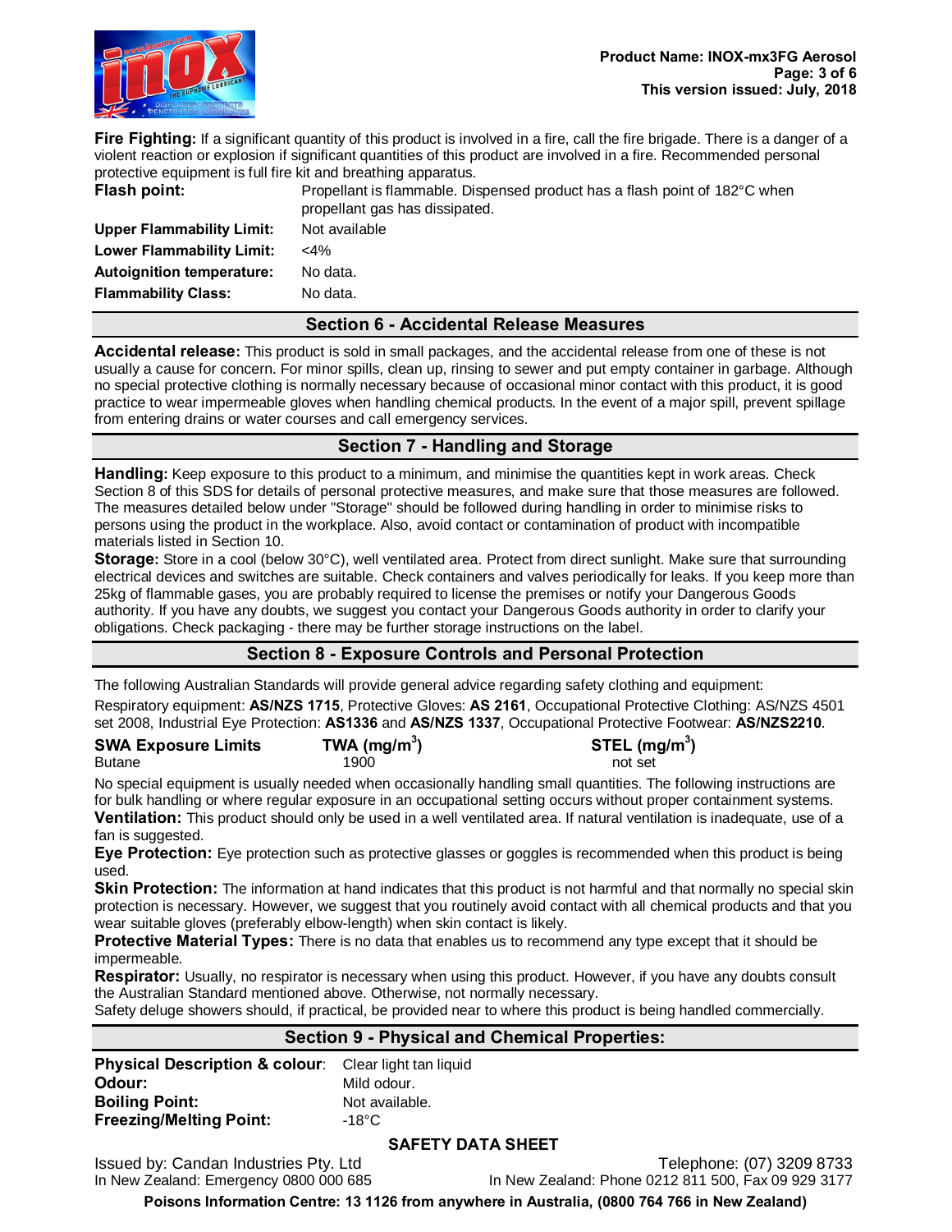**Fire Fighting:** If a significant quantity of this product is involved in a fire, call the fire brigade. There is a danger of a violent reaction or explosion if significant quantities of this product are involved in a fire. Recommended personal protective equipment is full fire kit and breathing apparatus.

| | |
|---|---|
| **Flash point:** | Propellant is flammable. Dispensed product has a flash point of 182°C when propellant gas has dissipated. |
| **Upper Flammability Limit:** | Not available |
| **Lower Flammability Limit:** | <4% |
| **Autoignition temperature:** | No data. |
| **Flammability Class:** | No data. |

## Section 6 - Accidental Release Measures

**Accidental release:** This product is sold in small packages, and the accidental release from one of these is not usually a cause for concern. For minor spills, clean up, rinsing to sewer and put empty container in garbage. Although no special protective clothing is normally necessary because of occasional minor contact with this product, it is good practice to wear impermeable gloves when handling chemical products. In the event of a major spill, prevent spillage from entering drains or water courses and call emergency services.

## Section 7 - Handling and Storage

**Handling:** Keep exposure to this product to a minimum, and minimise the quantities kept in work areas. Check Section 8 of this SDS for details of personal protective measures, and make sure that those measures are followed. The measures detailed below under "Storage" should be followed during handling in order to minimise risks to persons using the product in the workplace. Also, avoid contact or contamination of product with incompatible materials listed in Section 10.

**Storage:** Store in a cool (below 30°C), well ventilated area. Protect from direct sunlight. Make sure that surrounding electrical devices and switches are suitable. Check containers and valves periodically for leaks. If you keep more than 25kg of flammable gases, you are probably required to license the premises or notify your Dangerous Goods authority. If you have any doubts, we suggest you contact your Dangerous Goods authority in order to clarify your obligations. Check packaging - there may be further storage instructions on the label.

## Section 8 - Exposure Controls and Personal Protection

The following Australian Standards will provide general advice regarding safety clothing and equipment:

Respiratory equipment: **AS/NZS 1715**, Protective Gloves: **AS 2161**, Occupational Protective Clothing: AS/NZS 4501 set 2008, Industrial Eye Protection: **AS1336** and **AS/NZS 1337**, Occupational Protective Footwear: **AS/NZS2210**.

| SWA Exposure Limits | TWA (mg/m$^3$) | STEL (mg/m$^3$) |
|---|---|---|
| Butane | 1900 | not set |

No special equipment is usually needed when occasionally handling small quantities. The following instructions are for bulk handling or where regular exposure in an occupational setting occurs without proper containment systems.

**Ventilation:** This product should only be used in a well ventilated area. If natural ventilation is inadequate, use of a fan is suggested.

**Eye Protection:** Eye protection such as protective glasses or goggles is recommended when this product is being used.

**Skin Protection:** The information at hand indicates that this product is not harmful and that normally no special skin protection is necessary. However, we suggest that you routinely avoid contact with all chemical products and that you wear suitable gloves (preferably elbow-length) when skin contact is likely.

**Protective Material Types:** There is no data that enables us to recommend any type except that it should be impermeable.

**Respirator:** Usually, no respirator is necessary when using this product. However, if you have any doubts consult the Australian Standard mentioned above. Otherwise, not normally necessary.

Safety deluge showers should, if practical, be provided near to where this product is being handled commercially.

## Section 9 - Physical and Chemical Properties:

| | |
|---|---|
| **Physical Description & colour**: | Clear light tan liquid |
| **Odour:** | Mild odour. |
| **Boiling Point:** | Not available. |
| **Freezing/Melting Point:** | -18°C |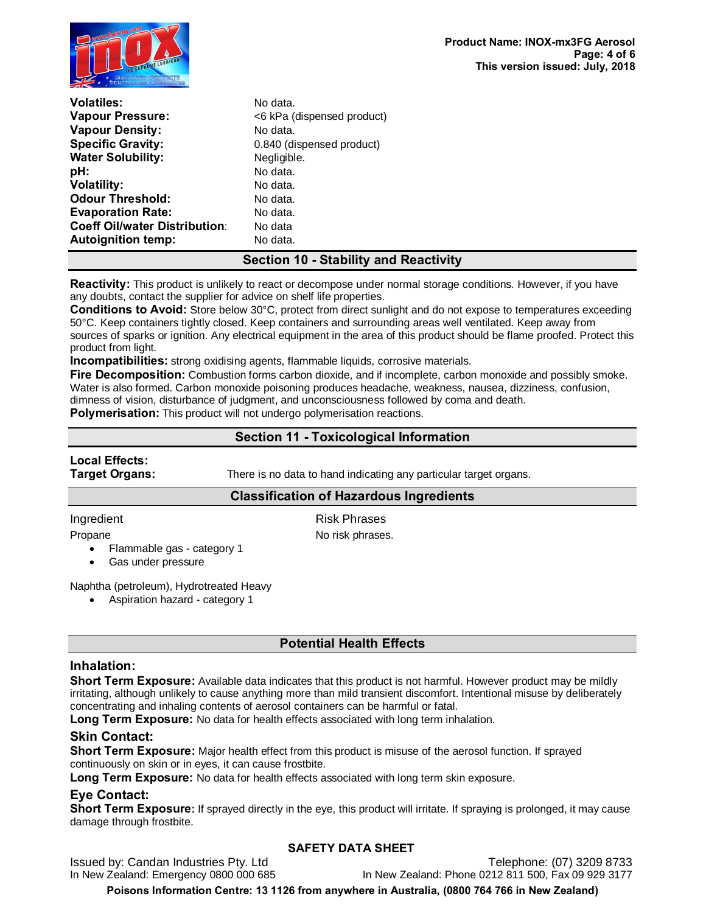| | |
|---|---|
| **Volatiles:** | No data. |
| **Vapour Pressure:** | <6 kPa (dispensed product) |
| **Vapour Density:** | No data. |
| **Specific Gravity:** | 0.840 (dispensed product) |
| **Water Solubility:** | Negligible. |
| **pH:** | No data. |
| **Volatility:** | No data. |
| **Odour Threshold:** | No data. |
| **Evaporation Rate:** | No data. |
| **Coeff Oil/water Distribution**: | No data |
| **Autoignition temp:** | No data. |

## Section 10 - Stability and Reactivity

**Reactivity:** This product is unlikely to react or decompose under normal storage conditions. However, if you have any doubts, contact the supplier for advice on shelf life properties.

**Conditions to Avoid:** Store below 30°C, protect from direct sunlight and do not expose to temperatures exceeding 50°C. Keep containers tightly closed. Keep containers and surrounding areas well ventilated. Keep away from sources of sparks or ignition. Any electrical equipment in the area of this product should be flame proofed. Protect this product from light.

**Incompatibilities:** strong oxidising agents, flammable liquids, corrosive materials.

**Fire Decomposition:** Combustion forms carbon dioxide, and if incomplete, carbon monoxide and possibly smoke. Water is also formed. Carbon monoxide poisoning produces headache, weakness, nausea, dizziness, confusion, dimness of vision, disturbance of judgment, and unconsciousness followed by coma and death.

**Polymerisation:** This product will not undergo polymerisation reactions.

## Section 11 - Toxicological Information

**Local Effects:**

**Target Organs:** There is no data to hand indicating any particular target organs.

## Classification of Hazardous Ingredients

| Ingredient | Risk Phrases |
|---|---|
| Propane<br>• Flammable gas - category 1<br>• Gas under pressure | No risk phrases. |
| Naphtha (petroleum), Hydrotreated Heavy<br>• Aspiration hazard - category 1 | |

## Potential Health Effects

### Inhalation:

**Short Term Exposure:** Available data indicates that this product is not harmful. However product may be mildly irritating, although unlikely to cause anything more than mild transient discomfort. Intentional misuse by deliberately concentrating and inhaling contents of aerosol containers can be harmful or fatal.

**Long Term Exposure:** No data for health effects associated with long term inhalation.

### Skin Contact:

**Short Term Exposure:** Major health effect from this product is misuse of the aerosol function. If sprayed continuously on skin or in eyes, it can cause frostbite.

**Long Term Exposure:** No data for health effects associated with long term skin exposure.

### Eye Contact:

**Short Term Exposure:** If sprayed directly in the eye, this product will irritate. If spraying is prolonged, it may cause damage through frostbite.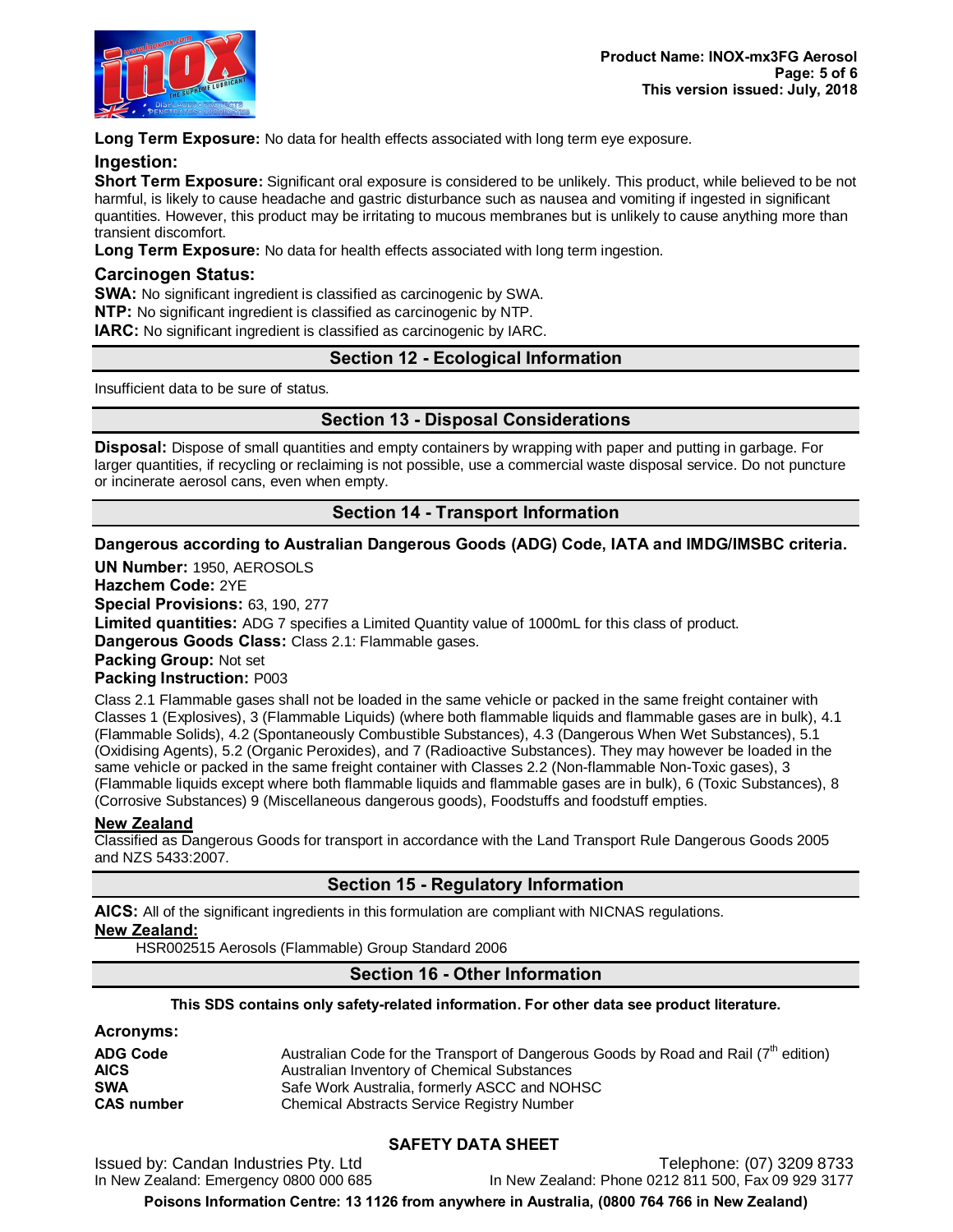**Long Term Exposure:** No data for health effects associated with long term eye exposure.

### Ingestion:

**Short Term Exposure:** Significant oral exposure is considered to be unlikely. This product, while believed to be not harmful, is likely to cause headache and gastric disturbance such as nausea and vomiting if ingested in significant quantities. However, this product may be irritating to mucous membranes but is unlikely to cause anything more than transient discomfort.

**Long Term Exposure:** No data for health effects associated with long term ingestion.

### Carcinogen Status:

**SWA:** No significant ingredient is classified as carcinogenic by SWA.

**NTP:** No significant ingredient is classified as carcinogenic by NTP.

**IARC:** No significant ingredient is classified as carcinogenic by IARC.

## Section 12 - Ecological Information

Insufficient data to be sure of status.

## Section 13 - Disposal Considerations

**Disposal:** Dispose of small quantities and empty containers by wrapping with paper and putting in garbage. For larger quantities, if recycling or reclaiming is not possible, use a commercial waste disposal service. Do not puncture or incinerate aerosol cans, even when empty.

## Section 14 - Transport Information

**Dangerous according to Australian Dangerous Goods (ADG) Code, IATA and IMDG/IMSBC criteria.**

**UN Number:** 1950, AEROSOLS
**Hazchem Code:** 2YE
**Special Provisions:** 63, 190, 277
**Limited quantities:** ADG 7 specifies a Limited Quantity value of 1000mL for this class of product.
**Dangerous Goods Class:** Class 2.1: Flammable gases.
**Packing Group:** Not set
**Packing Instruction:** P003

Class 2.1 Flammable gases shall not be loaded in the same vehicle or packed in the same freight container with Classes 1 (Explosives), 3 (Flammable Liquids) (where both flammable liquids and flammable gases are in bulk), 4.1 (Flammable Solids), 4.2 (Spontaneously Combustible Substances), 4.3 (Dangerous When Wet Substances), 5.1 (Oxidising Agents), 5.2 (Organic Peroxides), and 7 (Radioactive Substances). They may however be loaded in the same vehicle or packed in the same freight container with Classes 2.2 (Non-flammable Non-Toxic gases), 3 (Flammable liquids except where both flammable liquids and flammable gases are in bulk), 6 (Toxic Substances), 8 (Corrosive Substances) 9 (Miscellaneous dangerous goods), Foodstuffs and foodstuff empties.

**New Zealand**

Classified as Dangerous Goods for transport in accordance with the Land Transport Rule Dangerous Goods 2005 and NZS 5433:2007.

## Section 15 - Regulatory Information

**AICS:** All of the significant ingredients in this formulation are compliant with NICNAS regulations.

**New Zealand:**

HSR002515 Aerosols (Flammable) Group Standard 2006

## Section 16 - Other Information

**This SDS contains only safety-related information. For other data see product literature.**

### Acronyms:

| | |
|---|---|
| **ADG Code** | Australian Code for the Transport of Dangerous Goods by Road and Rail (7th edition) |
| **AICS** | Australian Inventory of Chemical Substances |
| **SWA** | Safe Work Australia, formerly ASCC and NOHSC |
| **CAS number** | Chemical Abstracts Service Registry Number |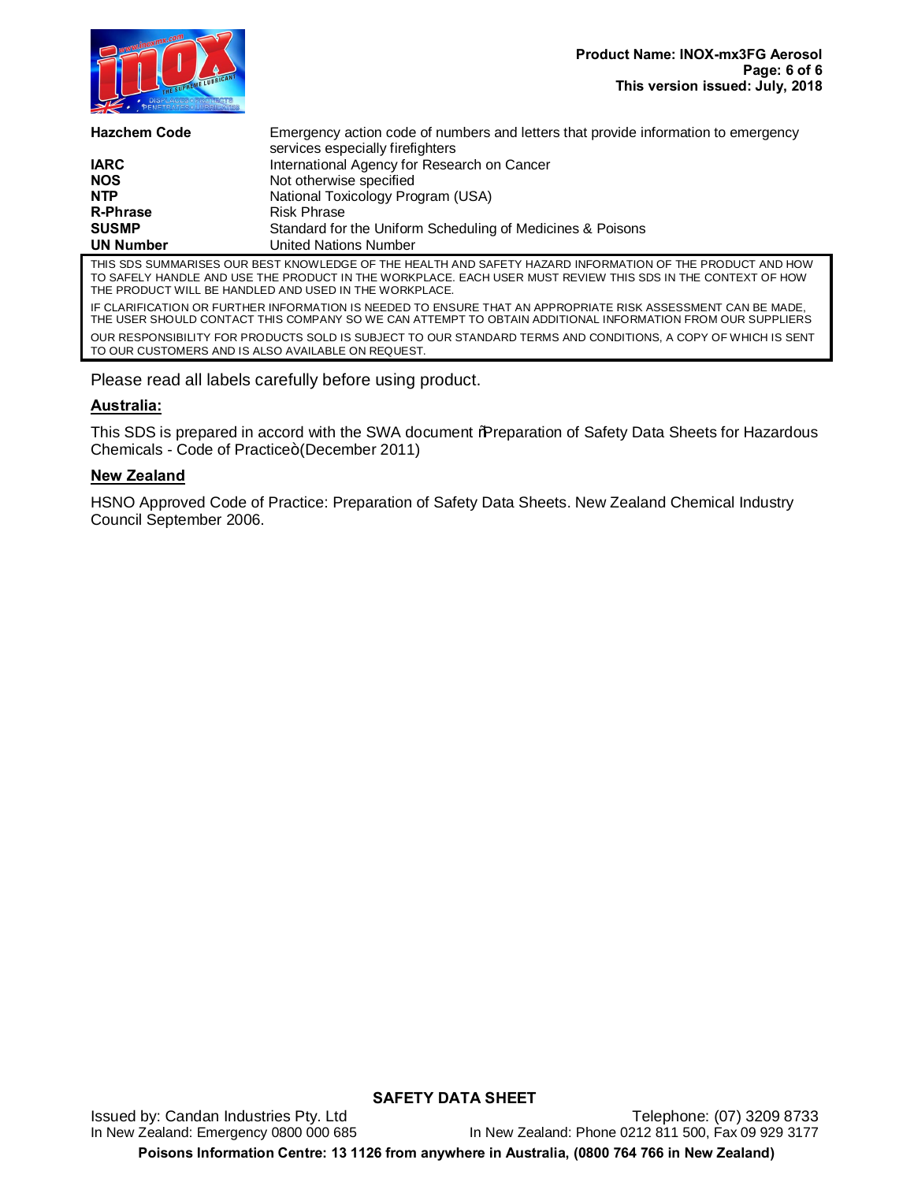| | |
|---|---|
| **Hazchem Code** | Emergency action code of numbers and letters that provide information to emergency services especially firefighters |
| **IARC** | International Agency for Research on Cancer |
| **NOS** | Not otherwise specified |
| **NTP** | National Toxicology Program (USA) |
| **R-Phrase** | Risk Phrase |
| **SUSMP** | Standard for the Uniform Scheduling of Medicines & Poisons |
| **UN Number** | United Nations Number |

THIS SDS SUMMARISES OUR BEST KNOWLEDGE OF THE HEALTH AND SAFETY HAZARD INFORMATION OF THE PRODUCT AND HOW TO SAFELY HANDLE AND USE THE PRODUCT IN THE WORKPLACE. EACH USER MUST REVIEW THIS SDS IN THE CONTEXT OF HOW THE PRODUCT WILL BE HANDLED AND USED IN THE WORKPLACE.

IF CLARIFICATION OR FURTHER INFORMATION IS NEEDED TO ENSURE THAT AN APPROPRIATE RISK ASSESSMENT CAN BE MADE, THE USER SHOULD CONTACT THIS COMPANY SO WE CAN ATTEMPT TO OBTAIN ADDITIONAL INFORMATION FROM OUR SUPPLIERS

OUR RESPONSIBILITY FOR PRODUCTS SOLD IS SUBJECT TO OUR STANDARD TERMS AND CONDITIONS, A COPY OF WHICH IS SENT TO OUR CUSTOMERS AND IS ALSO AVAILABLE ON REQUEST.

Please read all labels carefully before using product.

**Australia:**

This SDS is prepared in accord with the SWA document "Preparation of Safety Data Sheets for Hazardous Chemicals - Code of Practice" (December 2011)

**New Zealand**

HSNO Approved Code of Practice: Preparation of Safety Data Sheets. New Zealand Chemical Industry Council September 2006.

**SAFETY DATA SHEET**

Issued by: Candan Industries Pty. Ltd    Telephone: (07) 3209 8733
In New Zealand: Emergency 0800 000 685    In New Zealand: Phone 0212 811 500, Fax 09 929 3177

**Poisons Information Centre: 13 1126 from anywhere in Australia, (0800 764 766 in New Zealand)**